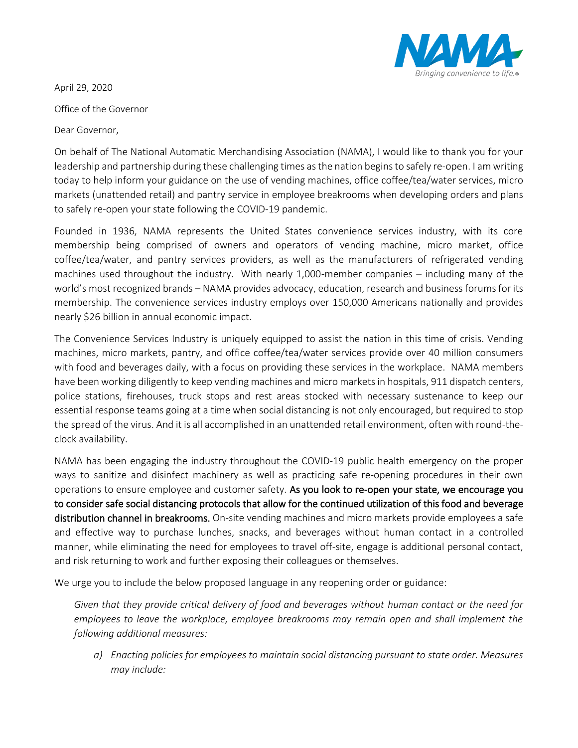NAMA

Bringing convenience to life.®

April 29, 2020

Office of the Governor

Dear Governor,

On behalf of The National Automatic Merchandising Association (NAMA), I would like to thank you for your leadership and partnership during these challenging times as the nation begins to safely re-open. I am writing today to help inform your guidance on the use of vending machines, office coffee/tea/water services, micro markets (unattended retail) and pantry service in employee breakrooms when developing orders and plans to safely re-open your state following the COVID-19 pandemic.

Founded in 1936, NAMA represents the United States convenience services industry, with its core membership being comprised of owners and operators of vending machine, micro market, office coffee/tea/water, and pantry services providers, as well as the manufacturers of refrigerated vending machines used throughout the industry. With nearly 1,000-member companies – including many of the world's most recognized brands – NAMA provides advocacy, education, research and business forums for its membership. The convenience services industry employs over 150,000 Americans nationally and provides nearly $26 billion in annual economic impact.

The Convenience Services Industry is uniquely equipped to assist the nation in this time of crisis. Vending machines, micro markets, pantry, and office coffee/tea/water services provide over 40 million consumers with food and beverages daily, with a focus on providing these services in the workplace. NAMA members have been working diligently to keep vending machines and micro markets in hospitals, 911 dispatch centers, police stations, firehouses, truck stops and rest areas stocked with necessary sustenance to keep our essential response teams going at a time when social distancing is not only encouraged, but required to stop the spread of the virus. And it is all accomplished in an unattended retail environment, often with round-the-clock availability.

NAMA has been engaging the industry throughout the COVID-19 public health emergency on the proper ways to sanitize and disinfect machinery as well as practicing safe re-opening procedures in their own operations to ensure employee and customer safety. **As you look to re-open your state, we encourage you to consider safe social distancing protocols that allow for the continued utilization of this food and beverage distribution channel in breakrooms.** On-site vending machines and micro markets provide employees a safe and effective way to purchase lunches, snacks, and beverages without human contact in a controlled manner, while eliminating the need for employees to travel off-site, engage is additional personal contact, and risk returning to work and further exposing their colleagues or themselves.

We urge you to include the below proposed language in any reopening order or guidance:

> *Given that they provide critical delivery of food and beverages without human contact or the need for employees to leave the workplace, employee breakrooms may remain open and shall implement the following additional measures:*
>
> a) *Enacting policies for employees to maintain social distancing pursuant to state order. Measures may include:*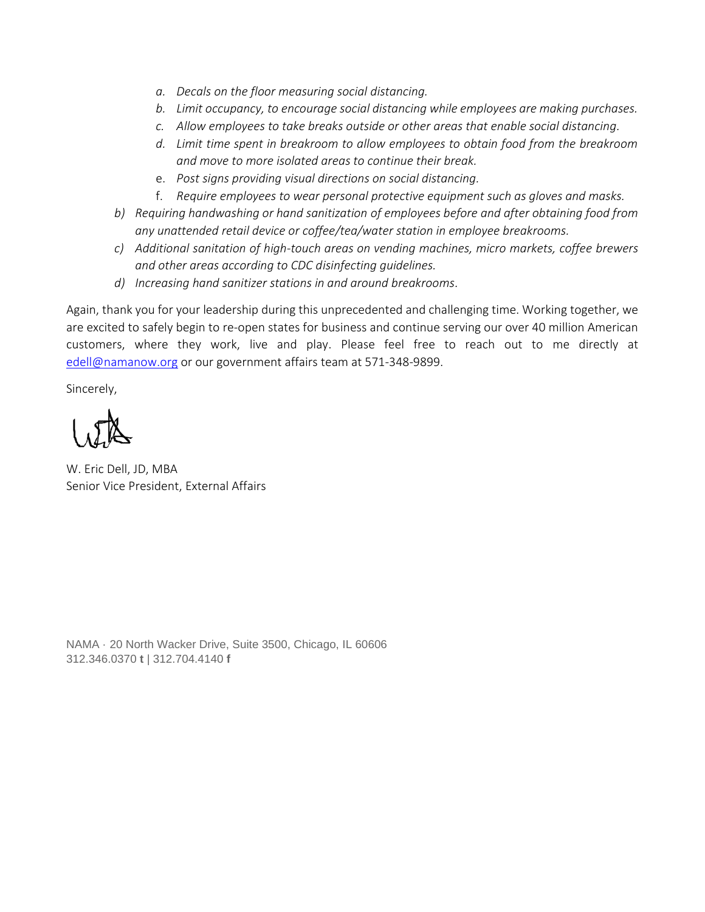a. *Decals on the floor measuring social distancing.*
   b. *Limit occupancy, to encourage social distancing while employees are making purchases.*
   c. *Allow employees to take breaks outside or other areas that enable social distancing.*
   d. *Limit time spent in breakroom to allow employees to obtain food from the breakroom and move to more isolated areas to continue their break.*
   e. *Post signs providing visual directions on social distancing.*
   f. *Require employees to wear personal protective equipment such as gloves and masks.*

b) *Requiring handwashing or hand sanitization of employees before and after obtaining food from any unattended retail device or coffee/tea/water station in employee breakrooms.*

c) *Additional sanitation of high-touch areas on vending machines, micro markets, coffee brewers and other areas according to CDC disinfecting guidelines.*

d) *Increasing hand sanitizer stations in and around breakrooms.*

Again, thank you for your leadership during this unprecedented and challenging time. Working together, we are excited to safely begin to re-open states for business and continue serving our over 40 million American customers, where they work, live and play. Please feel free to reach out to me directly at edell@namanow.org or our government affairs team at 571-348-9899.

Sincerely,

W. Eric Dell, JD, MBA
Senior Vice President, External Affairs

NAMA · 20 North Wacker Drive, Suite 3500, Chicago, IL 60606
312.346.0370 **t** | 312.704.4140 **f**